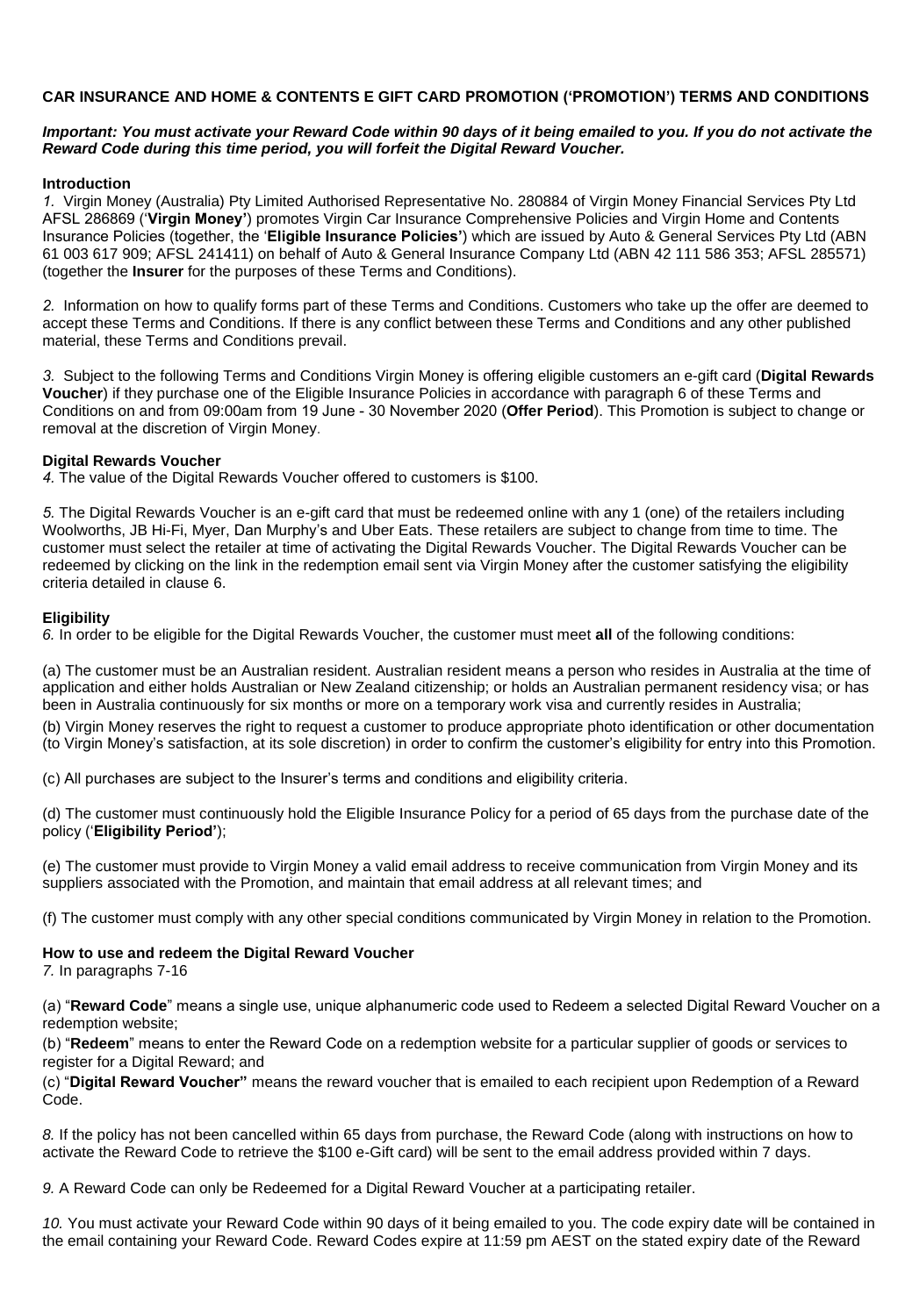**CAR INSURANCE AND HOME & CONTENTS E GIFT CARD PROMOTION ('PROMOTION') TERMS AND CONDITIONS**

***Important: You must activate your Reward Code within 90 days of it being emailed to you. If you do not activate the Reward Code during this time period, you will forfeit the Digital Reward Voucher.***

**Introduction**

*1.* Virgin Money (Australia) Pty Limited Authorised Representative No. 280884 of Virgin Money Financial Services Pty Ltd AFSL 286869 ('**Virgin Money'**) promotes Virgin Car Insurance Comprehensive Policies and Virgin Home and Contents Insurance Policies (together, the '**Eligible Insurance Policies'**) which are issued by Auto & General Services Pty Ltd (ABN 61 003 617 909; AFSL 241411) on behalf of Auto & General Insurance Company Ltd (ABN 42 111 586 353; AFSL 285571) (together the **Insurer** for the purposes of these Terms and Conditions).

*2.* Information on how to qualify forms part of these Terms and Conditions. Customers who take up the offer are deemed to accept these Terms and Conditions. If there is any conflict between these Terms and Conditions and any other published material, these Terms and Conditions prevail.

*3.* Subject to the following Terms and Conditions Virgin Money is offering eligible customers an e-gift card (**Digital Rewards Voucher**) if they purchase one of the Eligible Insurance Policies in accordance with paragraph 6 of these Terms and Conditions on and from 09:00am from 19 June - 30 November 2020 (**Offer Period**). This Promotion is subject to change or removal at the discretion of Virgin Money.

**Digital Rewards Voucher**

*4.* The value of the Digital Rewards Voucher offered to customers is $100.

*5.* The Digital Rewards Voucher is an e-gift card that must be redeemed online with any 1 (one) of the retailers including Woolworths, JB Hi-Fi, Myer, Dan Murphy's and Uber Eats. These retailers are subject to change from time to time. The customer must select the retailer at time of activating the Digital Rewards Voucher. The Digital Rewards Voucher can be redeemed by clicking on the link in the redemption email sent via Virgin Money after the customer satisfying the eligibility criteria detailed in clause 6.

**Eligibility**

*6.* In order to be eligible for the Digital Rewards Voucher, the customer must meet **all** of the following conditions:

(a) The customer must be an Australian resident. Australian resident means a person who resides in Australia at the time of application and either holds Australian or New Zealand citizenship; or holds an Australian permanent residency visa; or has been in Australia continuously for six months or more on a temporary work visa and currently resides in Australia;

(b) Virgin Money reserves the right to request a customer to produce appropriate photo identification or other documentation (to Virgin Money's satisfaction, at its sole discretion) in order to confirm the customer's eligibility for entry into this Promotion.

(c) All purchases are subject to the Insurer's terms and conditions and eligibility criteria.

(d) The customer must continuously hold the Eligible Insurance Policy for a period of 65 days from the purchase date of the policy ('**Eligibility Period'**);

(e) The customer must provide to Virgin Money a valid email address to receive communication from Virgin Money and its suppliers associated with the Promotion, and maintain that email address at all relevant times; and

(f) The customer must comply with any other special conditions communicated by Virgin Money in relation to the Promotion.

**How to use and redeem the Digital Reward Voucher**

*7.* In paragraphs 7-16

(a) "**Reward Code**" means a single use, unique alphanumeric code used to Redeem a selected Digital Reward Voucher on a redemption website;

(b) "**Redeem**" means to enter the Reward Code on a redemption website for a particular supplier of goods or services to register for a Digital Reward; and

(c) "**Digital Reward Voucher"** means the reward voucher that is emailed to each recipient upon Redemption of a Reward Code.

*8.* If the policy has not been cancelled within 65 days from purchase, the Reward Code (along with instructions on how to activate the Reward Code to retrieve the $100 e-Gift card) will be sent to the email address provided within 7 days.

*9.* A Reward Code can only be Redeemed for a Digital Reward Voucher at a participating retailer.

*10.* You must activate your Reward Code within 90 days of it being emailed to you. The code expiry date will be contained in the email containing your Reward Code. Reward Codes expire at 11:59 pm AEST on the stated expiry date of the Reward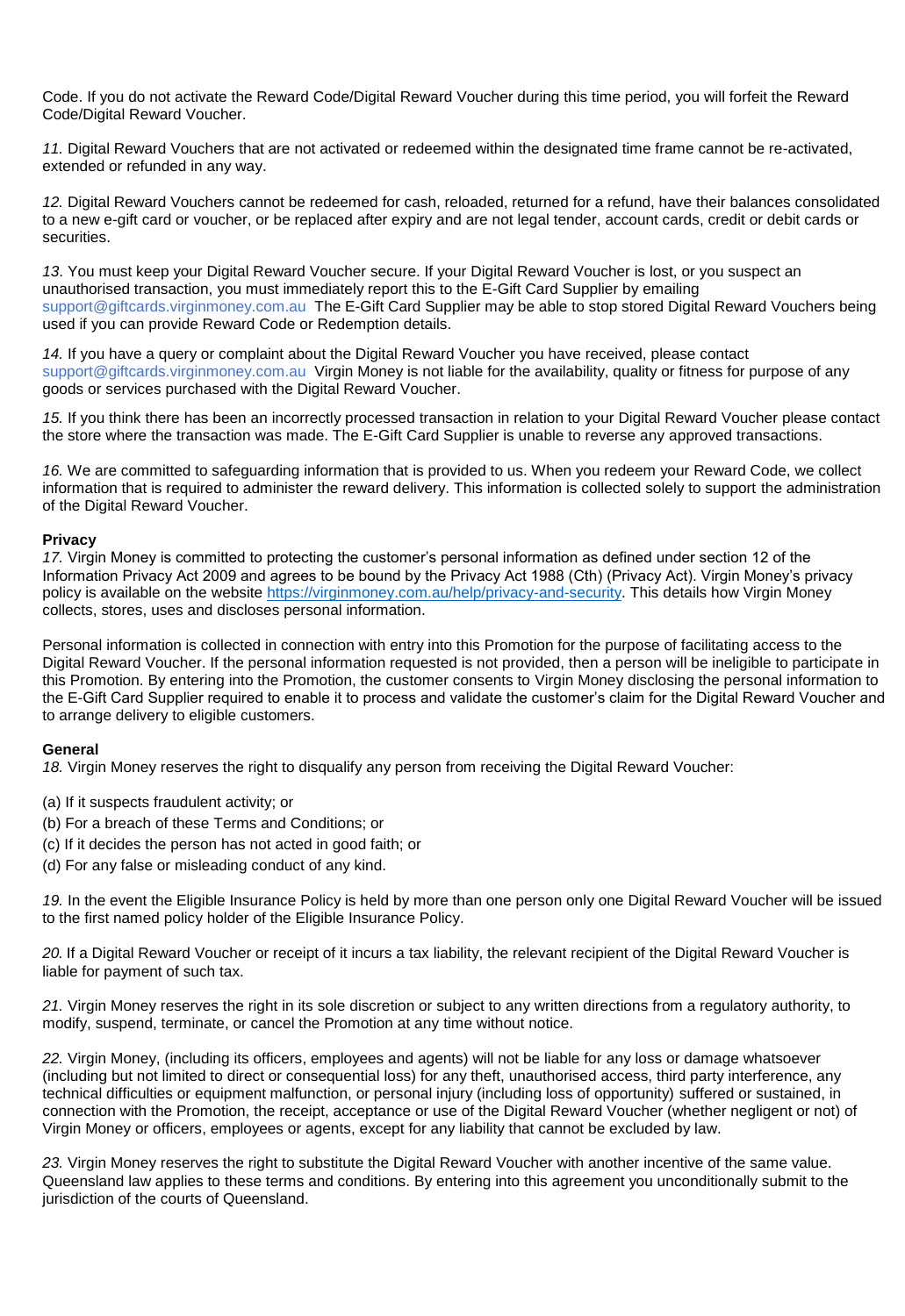Code. If you do not activate the Reward Code/Digital Reward Voucher during this time period, you will forfeit the Reward Code/Digital Reward Voucher.

*11.* Digital Reward Vouchers that are not activated or redeemed within the designated time frame cannot be re-activated, extended or refunded in any way.

*12.* Digital Reward Vouchers cannot be redeemed for cash, reloaded, returned for a refund, have their balances consolidated to a new e-gift card or voucher, or be replaced after expiry and are not legal tender, account cards, credit or debit cards or securities.

*13*. You must keep your Digital Reward Voucher secure. If your Digital Reward Voucher is lost, or you suspect an unauthorised transaction, you must immediately report this to the E-Gift Card Supplier by emailing support@giftcards.virginmoney.com.au The E-Gift Card Supplier may be able to stop stored Digital Reward Vouchers being used if you can provide Reward Code or Redemption details.

*14.* If you have a query or complaint about the Digital Reward Voucher you have received, please contact support@giftcards.virginmoney.com.au Virgin Money is not liable for the availability, quality or fitness for purpose of any goods or services purchased with the Digital Reward Voucher.

*15.* If you think there has been an incorrectly processed transaction in relation to your Digital Reward Voucher please contact the store where the transaction was made. The E-Gift Card Supplier is unable to reverse any approved transactions.

*16.* We are committed to safeguarding information that is provided to us. When you redeem your Reward Code, we collect information that is required to administer the reward delivery. This information is collected solely to support the administration of the Digital Reward Voucher.

**Privacy**

*17.* Virgin Money is committed to protecting the customer's personal information as defined under section 12 of the Information Privacy Act 2009 and agrees to be bound by the Privacy Act 1988 (Cth) (Privacy Act). Virgin Money's privacy policy is available on the website [https://virginmoney.com.au/help/privacy-and-security](https://virginmoney.com.au/help/privacy-and-security). This details how Virgin Money collects, stores, uses and discloses personal information.

Personal information is collected in connection with entry into this Promotion for the purpose of facilitating access to the Digital Reward Voucher. If the personal information requested is not provided, then a person will be ineligible to participate in this Promotion. By entering into the Promotion, the customer consents to Virgin Money disclosing the personal information to the E-Gift Card Supplier required to enable it to process and validate the customer's claim for the Digital Reward Voucher and to arrange delivery to eligible customers.

**General**

*18.* Virgin Money reserves the right to disqualify any person from receiving the Digital Reward Voucher:

(a) If it suspects fraudulent activity; or
(b) For a breach of these Terms and Conditions; or
(c) If it decides the person has not acted in good faith; or
(d) For any false or misleading conduct of any kind.

*19.* In the event the Eligible Insurance Policy is held by more than one person only one Digital Reward Voucher will be issued to the first named policy holder of the Eligible Insurance Policy.

*20.* If a Digital Reward Voucher or receipt of it incurs a tax liability, the relevant recipient of the Digital Reward Voucher is liable for payment of such tax.

*21.* Virgin Money reserves the right in its sole discretion or subject to any written directions from a regulatory authority, to modify, suspend, terminate, or cancel the Promotion at any time without notice.

*22.* Virgin Money, (including its officers, employees and agents) will not be liable for any loss or damage whatsoever (including but not limited to direct or consequential loss) for any theft, unauthorised access, third party interference, any technical difficulties or equipment malfunction, or personal injury (including loss of opportunity) suffered or sustained, in connection with the Promotion, the receipt, acceptance or use of the Digital Reward Voucher (whether negligent or not) of Virgin Money or officers, employees or agents, except for any liability that cannot be excluded by law.

*23.* Virgin Money reserves the right to substitute the Digital Reward Voucher with another incentive of the same value. Queensland law applies to these terms and conditions. By entering into this agreement you unconditionally submit to the jurisdiction of the courts of Queensland.